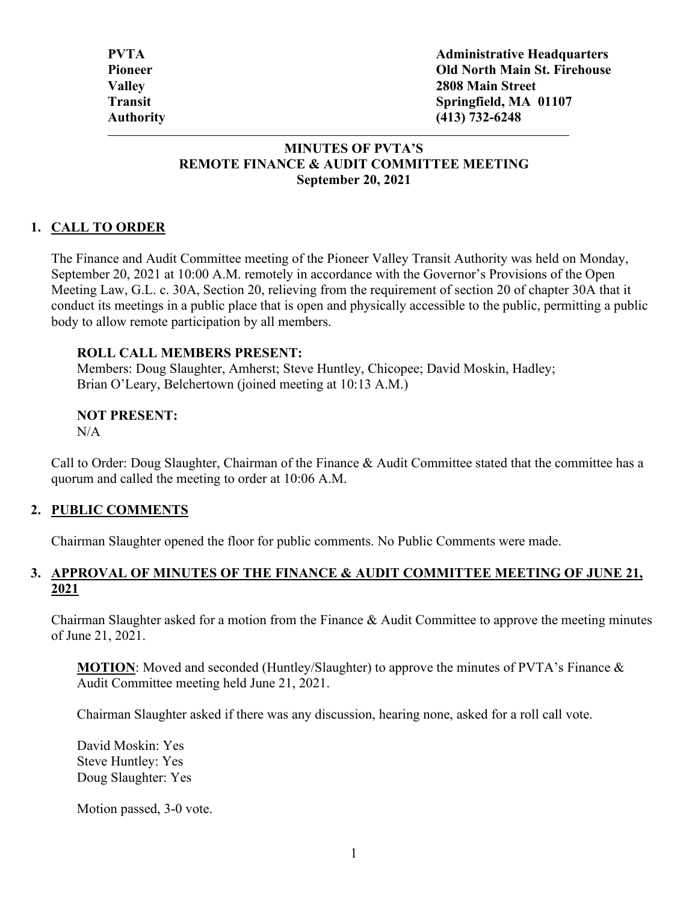**PVTA**
**Pioneer**
**Valley**
**Transit**
**Authority**

**Administrative Headquarters**
**Old North Main St. Firehouse**
**2808 Main Street**
**Springfield, MA 01107**
**(413) 732-6248**

---

**MINUTES OF PVTA'S**
**REMOTE FINANCE & AUDIT COMMITTEE MEETING**
**September 20, 2021**

## 1. CALL TO ORDER

The Finance and Audit Committee meeting of the Pioneer Valley Transit Authority was held on Monday, September 20, 2021 at 10:00 A.M. remotely in accordance with the Governor's Provisions of the Open Meeting Law, G.L. c. 30A, Section 20, relieving from the requirement of section 20 of chapter 30A that it conduct its meetings in a public place that is open and physically accessible to the public, permitting a public body to allow remote participation by all members.

**ROLL CALL MEMBERS PRESENT:**
Members: Doug Slaughter, Amherst; Steve Huntley, Chicopee; David Moskin, Hadley; Brian O'Leary, Belchertown (joined meeting at 10:13 A.M.)

**NOT PRESENT:**
N/A

Call to Order: Doug Slaughter, Chairman of the Finance & Audit Committee stated that the committee has a quorum and called the meeting to order at 10:06 A.M.

## 2. PUBLIC COMMENTS

Chairman Slaughter opened the floor for public comments. No Public Comments were made.

## 3. APPROVAL OF MINUTES OF THE FINANCE & AUDIT COMMITTEE MEETING OF JUNE 21, 2021

Chairman Slaughter asked for a motion from the Finance & Audit Committee to approve the meeting minutes of June 21, 2021.

**MOTION**: Moved and seconded (Huntley/Slaughter) to approve the minutes of PVTA's Finance & Audit Committee meeting held June 21, 2021.

Chairman Slaughter asked if there was any discussion, hearing none, asked for a roll call vote.

David Moskin: Yes
Steve Huntley: Yes
Doug Slaughter: Yes

Motion passed, 3-0 vote.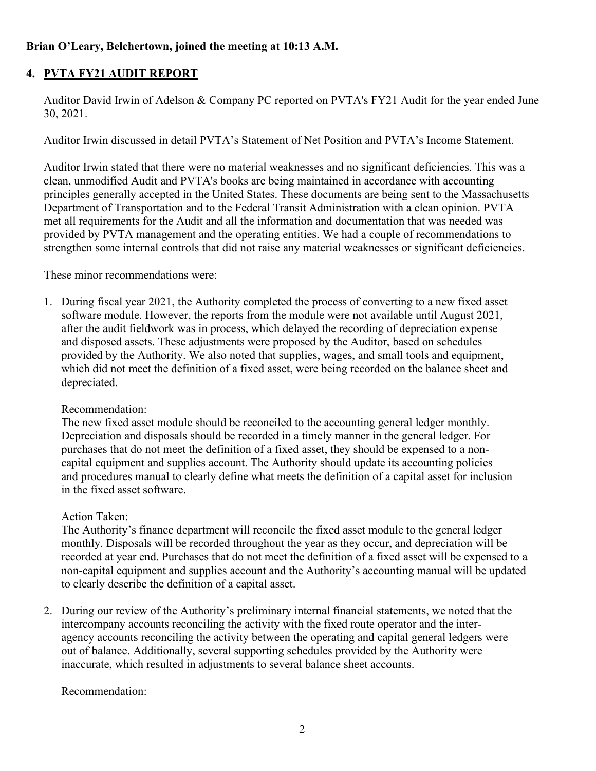**Brian O'Leary, Belchertown, joined the meeting at 10:13 A.M.**

## 4. PVTA FY21 AUDIT REPORT

Auditor David Irwin of Adelson & Company PC reported on PVTA's FY21 Audit for the year ended June 30, 2021.

Auditor Irwin discussed in detail PVTA's Statement of Net Position and PVTA's Income Statement.

Auditor Irwin stated that there were no material weaknesses and no significant deficiencies. This was a clean, unmodified Audit and PVTA's books are being maintained in accordance with accounting principles generally accepted in the United States. These documents are being sent to the Massachusetts Department of Transportation and to the Federal Transit Administration with a clean opinion. PVTA met all requirements for the Audit and all the information and documentation that was needed was provided by PVTA management and the operating entities. We had a couple of recommendations to strengthen some internal controls that did not raise any material weaknesses or significant deficiencies.

These minor recommendations were:

1. During fiscal year 2021, the Authority completed the process of converting to a new fixed asset software module. However, the reports from the module were not available until August 2021, after the audit fieldwork was in process, which delayed the recording of depreciation expense and disposed assets. These adjustments were proposed by the Auditor, based on schedules provided by the Authority. We also noted that supplies, wages, and small tools and equipment, which did not meet the definition of a fixed asset, were being recorded on the balance sheet and depreciated.

   Recommendation:
   The new fixed asset module should be reconciled to the accounting general ledger monthly. Depreciation and disposals should be recorded in a timely manner in the general ledger. For purchases that do not meet the definition of a fixed asset, they should be expensed to a non-capital equipment and supplies account. The Authority should update its accounting policies and procedures manual to clearly define what meets the definition of a capital asset for inclusion in the fixed asset software.

   Action Taken:
   The Authority's finance department will reconcile the fixed asset module to the general ledger monthly. Disposals will be recorded throughout the year as they occur, and depreciation will be recorded at year end. Purchases that do not meet the definition of a fixed asset will be expensed to a non-capital equipment and supplies account and the Authority's accounting manual will be updated to clearly describe the definition of a capital asset.

2. During our review of the Authority's preliminary internal financial statements, we noted that the intercompany accounts reconciling the activity with the fixed route operator and the inter-agency accounts reconciling the activity between the operating and capital general ledgers were out of balance. Additionally, several supporting schedules provided by the Authority were inaccurate, which resulted in adjustments to several balance sheet accounts.

   Recommendation: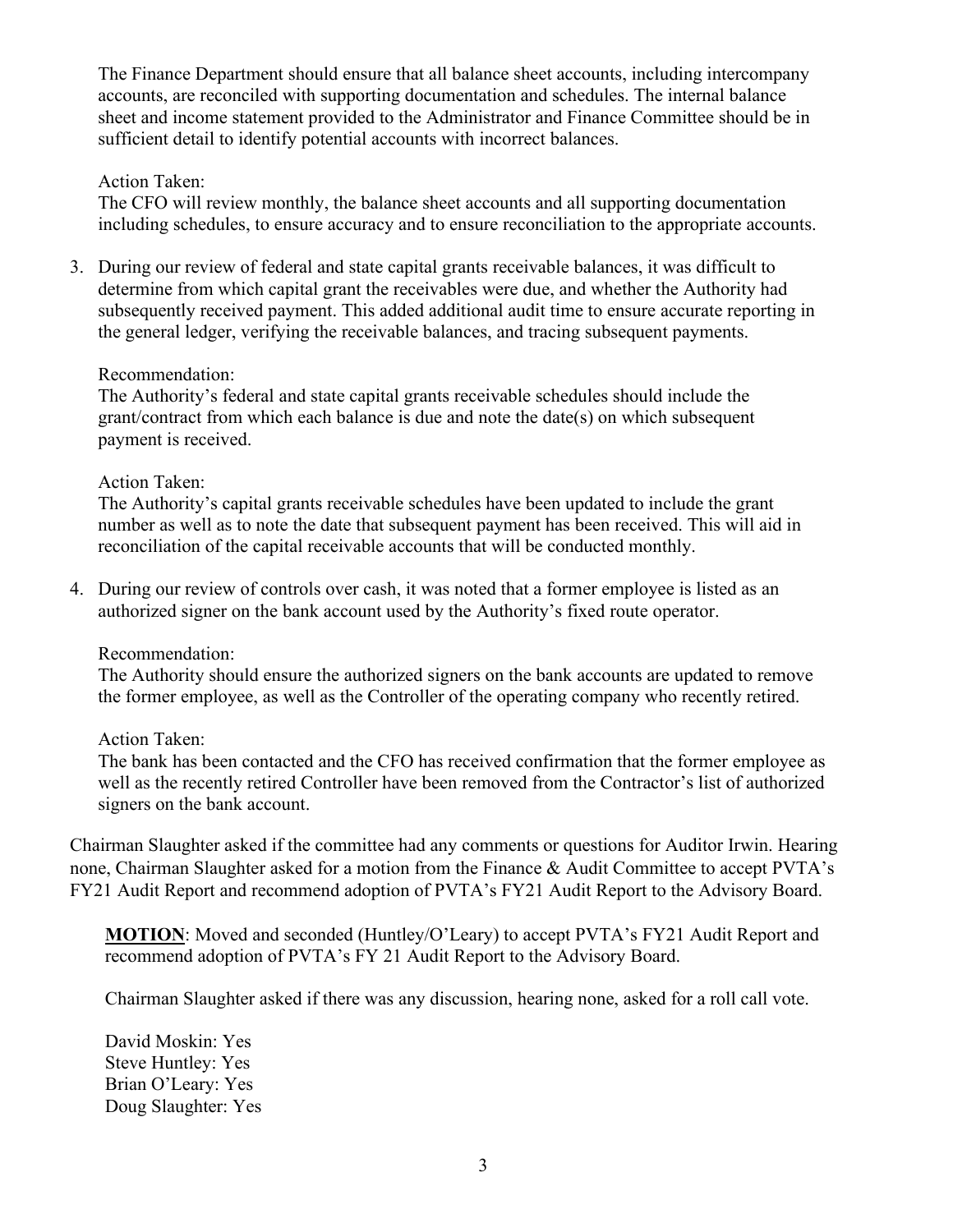The Finance Department should ensure that all balance sheet accounts, including intercompany accounts, are reconciled with supporting documentation and schedules. The internal balance sheet and income statement provided to the Administrator and Finance Committee should be in sufficient detail to identify potential accounts with incorrect balances.

Action Taken:
The CFO will review monthly, the balance sheet accounts and all supporting documentation including schedules, to ensure accuracy and to ensure reconciliation to the appropriate accounts.

3. During our review of federal and state capital grants receivable balances, it was difficult to determine from which capital grant the receivables were due, and whether the Authority had subsequently received payment. This added additional audit time to ensure accurate reporting in the general ledger, verifying the receivable balances, and tracing subsequent payments.

   Recommendation:
   The Authority's federal and state capital grants receivable schedules should include the grant/contract from which each balance is due and note the date(s) on which subsequent payment is received.

   Action Taken:
   The Authority's capital grants receivable schedules have been updated to include the grant number as well as to note the date that subsequent payment has been received. This will aid in reconciliation of the capital receivable accounts that will be conducted monthly.

4. During our review of controls over cash, it was noted that a former employee is listed as an authorized signer on the bank account used by the Authority's fixed route operator.

   Recommendation:
   The Authority should ensure the authorized signers on the bank accounts are updated to remove the former employee, as well as the Controller of the operating company who recently retired.

   Action Taken:
   The bank has been contacted and the CFO has received confirmation that the former employee as well as the recently retired Controller have been removed from the Contractor's list of authorized signers on the bank account.

Chairman Slaughter asked if the committee had any comments or questions for Auditor Irwin. Hearing none, Chairman Slaughter asked for a motion from the Finance & Audit Committee to accept PVTA's FY21 Audit Report and recommend adoption of PVTA's FY21 Audit Report to the Advisory Board.

**MOTION**: Moved and seconded (Huntley/O'Leary) to accept PVTA's FY21 Audit Report and recommend adoption of PVTA's FY 21 Audit Report to the Advisory Board.

Chairman Slaughter asked if there was any discussion, hearing none, asked for a roll call vote.

David Moskin: Yes
Steve Huntley: Yes
Brian O'Leary: Yes
Doug Slaughter: Yes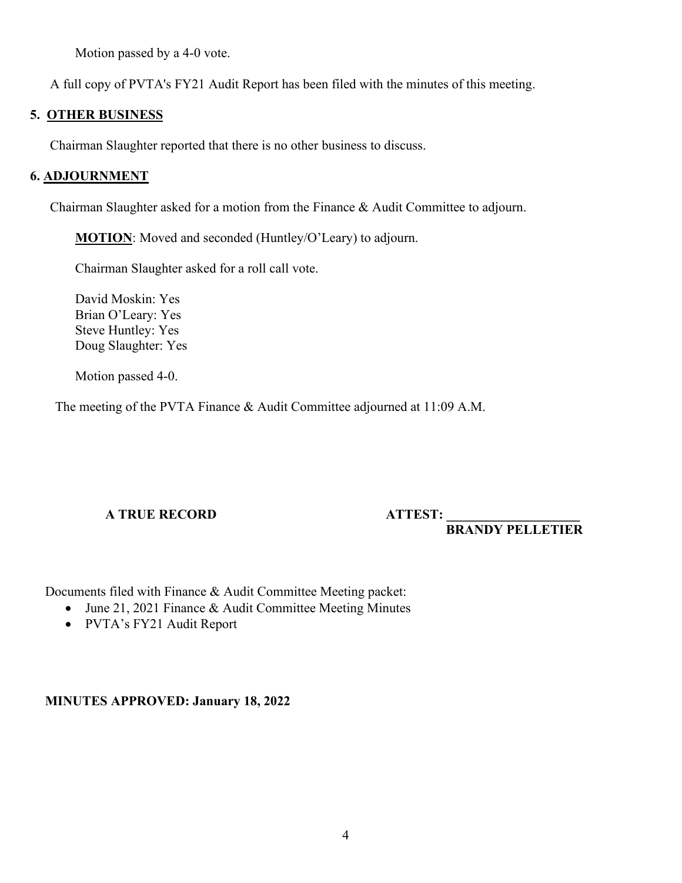Motion passed by a 4-0 vote.

A full copy of PVTA's FY21 Audit Report has been filed with the minutes of this meeting.

## 5. OTHER BUSINESS

Chairman Slaughter reported that there is no other business to discuss.

## 6. ADJOURNMENT

Chairman Slaughter asked for a motion from the Finance & Audit Committee to adjourn.

**MOTION**: Moved and seconded (Huntley/O'Leary) to adjourn.

Chairman Slaughter asked for a roll call vote.

David Moskin: Yes
Brian O'Leary: Yes
Steve Huntley: Yes
Doug Slaughter: Yes

Motion passed 4-0.

The meeting of the PVTA Finance & Audit Committee adjourned at 11:09 A.M.

**A TRUE RECORD** **ATTEST: ____________________**
**BRANDY PELLETIER**

Documents filed with Finance & Audit Committee Meeting packet:

- June 21, 2021 Finance & Audit Committee Meeting Minutes
- PVTA's FY21 Audit Report

**MINUTES APPROVED: January 18, 2022**